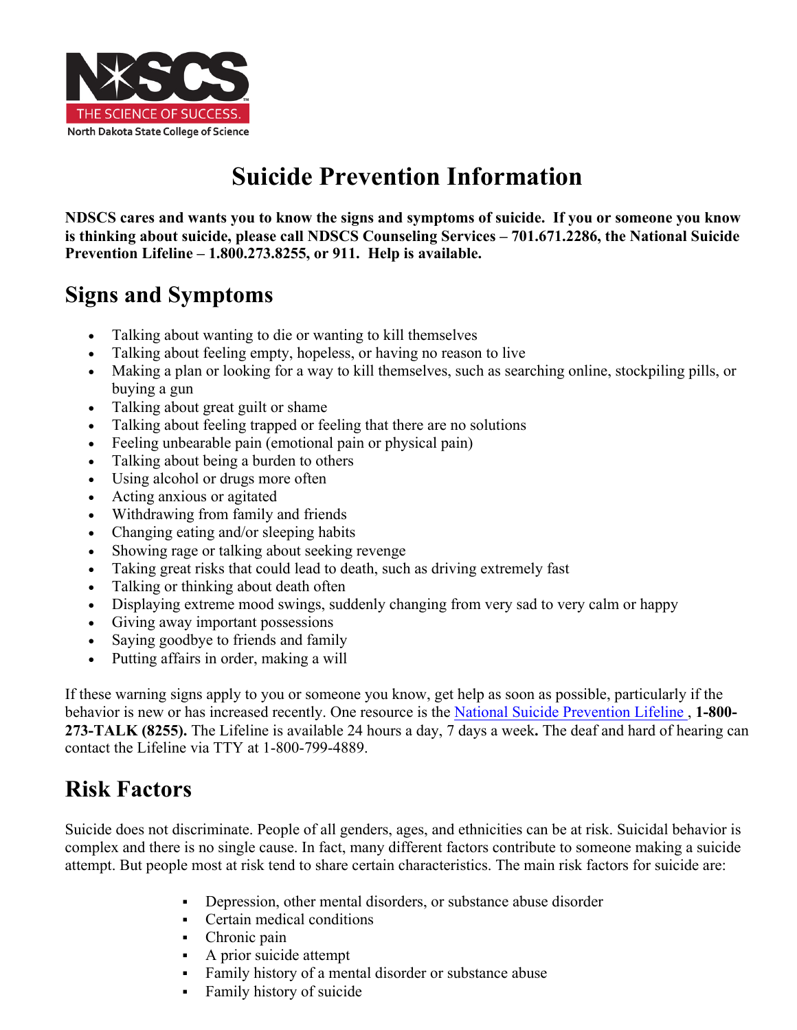NDSCS
THE SCIENCE OF SUCCESS.
North Dakota State College of Science

# Suicide Prevention Information

**NDSCS cares and wants you to know the signs and symptoms of suicide. If you or someone you know is thinking about suicide, please call NDSCS Counseling Services – 701.671.2286, the National Suicide Prevention Lifeline – 1.800.273.8255, or 911. Help is available.**

## Signs and Symptoms

- Talking about wanting to die or wanting to kill themselves
- Talking about feeling empty, hopeless, or having no reason to live
- Making a plan or looking for a way to kill themselves, such as searching online, stockpiling pills, or buying a gun
- Talking about great guilt or shame
- Talking about feeling trapped or feeling that there are no solutions
- Feeling unbearable pain (emotional pain or physical pain)
- Talking about being a burden to others
- Using alcohol or drugs more often
- Acting anxious or agitated
- Withdrawing from family and friends
- Changing eating and/or sleeping habits
- Showing rage or talking about seeking revenge
- Taking great risks that could lead to death, such as driving extremely fast
- Talking or thinking about death often
- Displaying extreme mood swings, suddenly changing from very sad to very calm or happy
- Giving away important possessions
- Saying goodbye to friends and family
- Putting affairs in order, making a will

If these warning signs apply to you or someone you know, get help as soon as possible, particularly if the behavior is new or has increased recently. One resource is the National Suicide Prevention Lifeline , **1-800-273-TALK (8255).** The Lifeline is available 24 hours a day, 7 days a week**.** The deaf and hard of hearing can contact the Lifeline via TTY at 1-800-799-4889.

## Risk Factors

Suicide does not discriminate. People of all genders, ages, and ethnicities can be at risk. Suicidal behavior is complex and there is no single cause. In fact, many different factors contribute to someone making a suicide attempt. But people most at risk tend to share certain characteristics. The main risk factors for suicide are:

- Depression, other mental disorders, or substance abuse disorder
- Certain medical conditions
- Chronic pain
- A prior suicide attempt
- Family history of a mental disorder or substance abuse
- Family history of suicide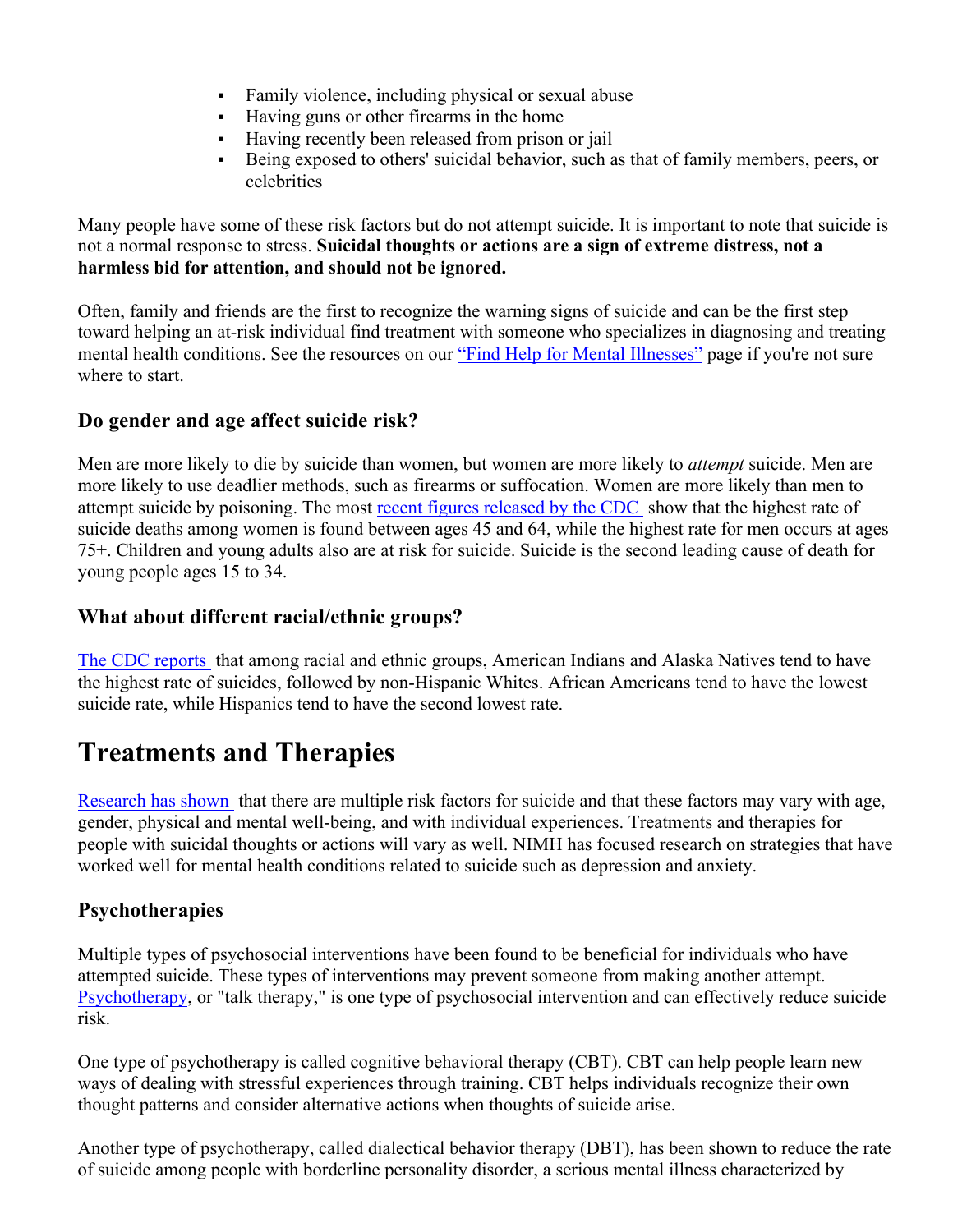- Family violence, including physical or sexual abuse
- Having guns or other firearms in the home
- Having recently been released from prison or jail
- Being exposed to others' suicidal behavior, such as that of family members, peers, or celebrities

Many people have some of these risk factors but do not attempt suicide. It is important to note that suicide is not a normal response to stress. **Suicidal thoughts or actions are a sign of extreme distress, not a harmless bid for attention, and should not be ignored.**

Often, family and friends are the first to recognize the warning signs of suicide and can be the first step toward helping an at-risk individual find treatment with someone who specializes in diagnosing and treating mental health conditions. See the resources on our "Find Help for Mental Illnesses" page if you're not sure where to start.

### Do gender and age affect suicide risk?

Men are more likely to die by suicide than women, but women are more likely to *attempt* suicide. Men are more likely to use deadlier methods, such as firearms or suffocation. Women are more likely than men to attempt suicide by poisoning. The most recent figures released by the CDC show that the highest rate of suicide deaths among women is found between ages 45 and 64, while the highest rate for men occurs at ages 75+. Children and young adults also are at risk for suicide. Suicide is the second leading cause of death for young people ages 15 to 34.

### What about different racial/ethnic groups?

The CDC reports that among racial and ethnic groups, American Indians and Alaska Natives tend to have the highest rate of suicides, followed by non-Hispanic Whites. African Americans tend to have the lowest suicide rate, while Hispanics tend to have the second lowest rate.

## Treatments and Therapies

Research has shown that there are multiple risk factors for suicide and that these factors may vary with age, gender, physical and mental well-being, and with individual experiences. Treatments and therapies for people with suicidal thoughts or actions will vary as well. NIMH has focused research on strategies that have worked well for mental health conditions related to suicide such as depression and anxiety.

### Psychotherapies

Multiple types of psychosocial interventions have been found to be beneficial for individuals who have attempted suicide. These types of interventions may prevent someone from making another attempt. Psychotherapy, or "talk therapy," is one type of psychosocial intervention and can effectively reduce suicide risk.

One type of psychotherapy is called cognitive behavioral therapy (CBT). CBT can help people learn new ways of dealing with stressful experiences through training. CBT helps individuals recognize their own thought patterns and consider alternative actions when thoughts of suicide arise.

Another type of psychotherapy, called dialectical behavior therapy (DBT), has been shown to reduce the rate of suicide among people with borderline personality disorder, a serious mental illness characterized by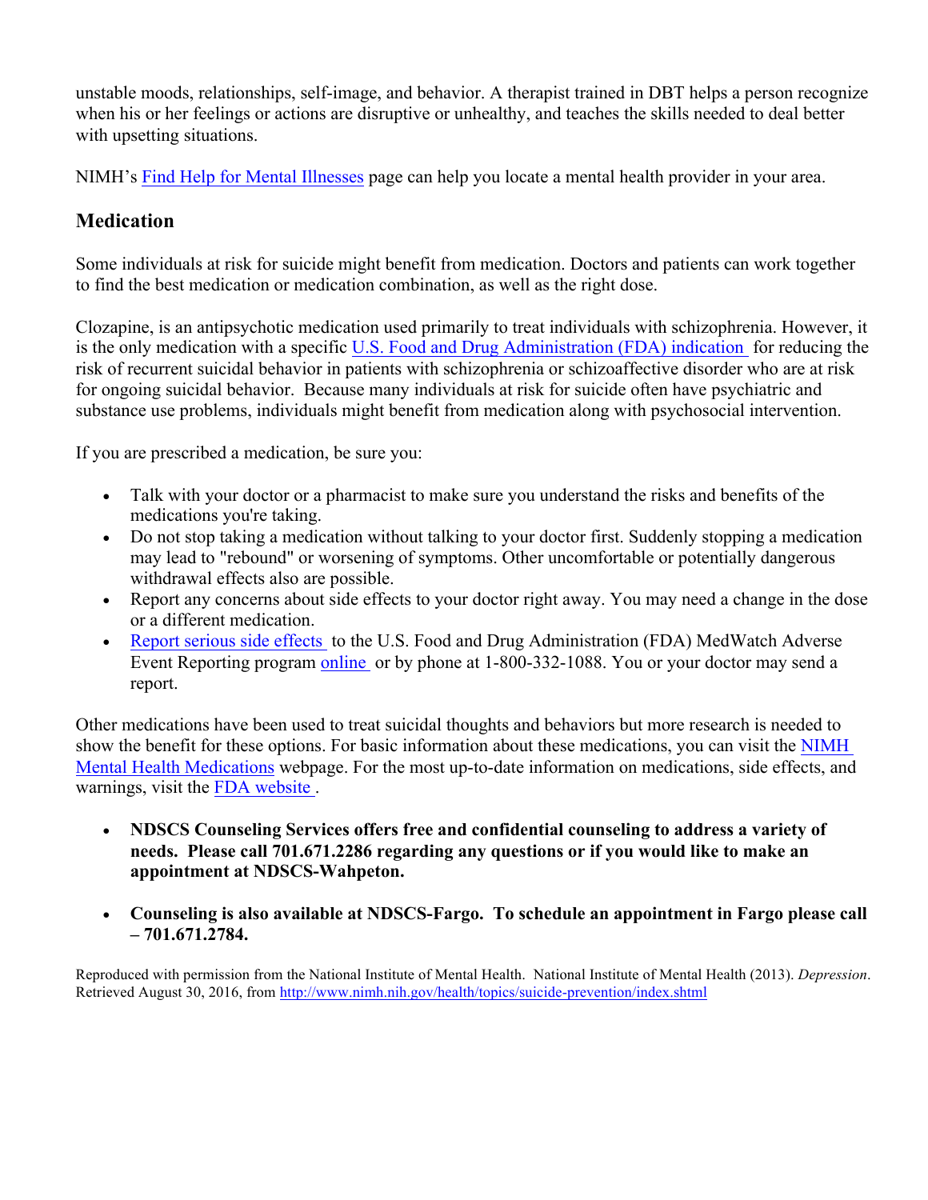unstable moods, relationships, self-image, and behavior. A therapist trained in DBT helps a person recognize when his or her feelings or actions are disruptive or unhealthy, and teaches the skills needed to deal better with upsetting situations.

NIMH's [Find Help for Mental Illnesses] page can help you locate a mental health provider in your area.

## Medication

Some individuals at risk for suicide might benefit from medication. Doctors and patients can work together to find the best medication or medication combination, as well as the right dose.

Clozapine, is an antipsychotic medication used primarily to treat individuals with schizophrenia. However, it is the only medication with a specific U.S. Food and Drug Administration (FDA) indication for reducing the risk of recurrent suicidal behavior in patients with schizophrenia or schizoaffective disorder who are at risk for ongoing suicidal behavior. Because many individuals at risk for suicide often have psychiatric and substance use problems, individuals might benefit from medication along with psychosocial intervention.

If you are prescribed a medication, be sure you:

- Talk with your doctor or a pharmacist to make sure you understand the risks and benefits of the medications you're taking.
- Do not stop taking a medication without talking to your doctor first. Suddenly stopping a medication may lead to "rebound" or worsening of symptoms. Other uncomfortable or potentially dangerous withdrawal effects also are possible.
- Report any concerns about side effects to your doctor right away. You may need a change in the dose or a different medication.
- Report serious side effects to the U.S. Food and Drug Administration (FDA) MedWatch Adverse Event Reporting program online or by phone at 1-800-332-1088. You or your doctor may send a report.

Other medications have been used to treat suicidal thoughts and behaviors but more research is needed to show the benefit for these options. For basic information about these medications, you can visit the NIMH Mental Health Medications webpage. For the most up-to-date information on medications, side effects, and warnings, visit the FDA website.

- **NDSCS Counseling Services offers free and confidential counseling to address a variety of needs. Please call 701.671.2286 regarding any questions or if you would like to make an appointment at NDSCS-Wahpeton.**
- **Counseling is also available at NDSCS-Fargo. To schedule an appointment in Fargo please call – 701.671.2784.**

Reproduced with permission from the National Institute of Mental Health. National Institute of Mental Health (2013). *Depression*. Retrieved August 30, 2016, from http://www.nimh.nih.gov/health/topics/suicide-prevention/index.shtml